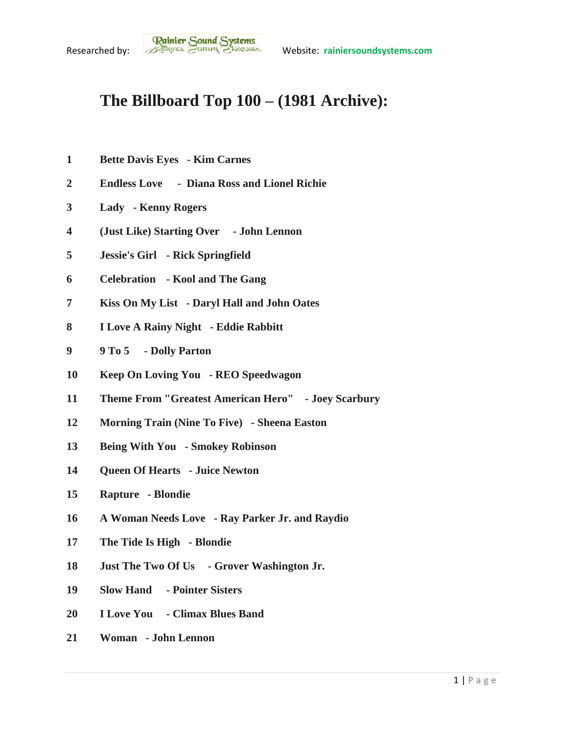Researched by: Rainier Sound Systems Website: **rainiersoundsystems.com**

# The Billboard Top 100 – (1981 Archive):

| | |
|---|---|
| **1** | **Bette Davis Eyes - Kim Carnes** |
| **2** | **Endless Love - Diana Ross and Lionel Richie** |
| **3** | **Lady - Kenny Rogers** |
| **4** | **(Just Like) Starting Over - John Lennon** |
| **5** | **Jessie's Girl - Rick Springfield** |
| **6** | **Celebration - Kool and The Gang** |
| **7** | **Kiss On My List - Daryl Hall and John Oates** |
| **8** | **I Love A Rainy Night - Eddie Rabbitt** |
| **9** | **9 To 5 - Dolly Parton** |
| **10** | **Keep On Loving You - REO Speedwagon** |
| **11** | **Theme From "Greatest American Hero" - Joey Scarbury** |
| **12** | **Morning Train (Nine To Five) - Sheena Easton** |
| **13** | **Being With You - Smokey Robinson** |
| **14** | **Queen Of Hearts - Juice Newton** |
| **15** | **Rapture - Blondie** |
| **16** | **A Woman Needs Love - Ray Parker Jr. and Raydio** |
| **17** | **The Tide Is High - Blondie** |
| **18** | **Just The Two Of Us - Grover Washington Jr.** |
| **19** | **Slow Hand - Pointer Sisters** |
| **20** | **I Love You - Climax Blues Band** |
| **21** | **Woman - John Lennon** |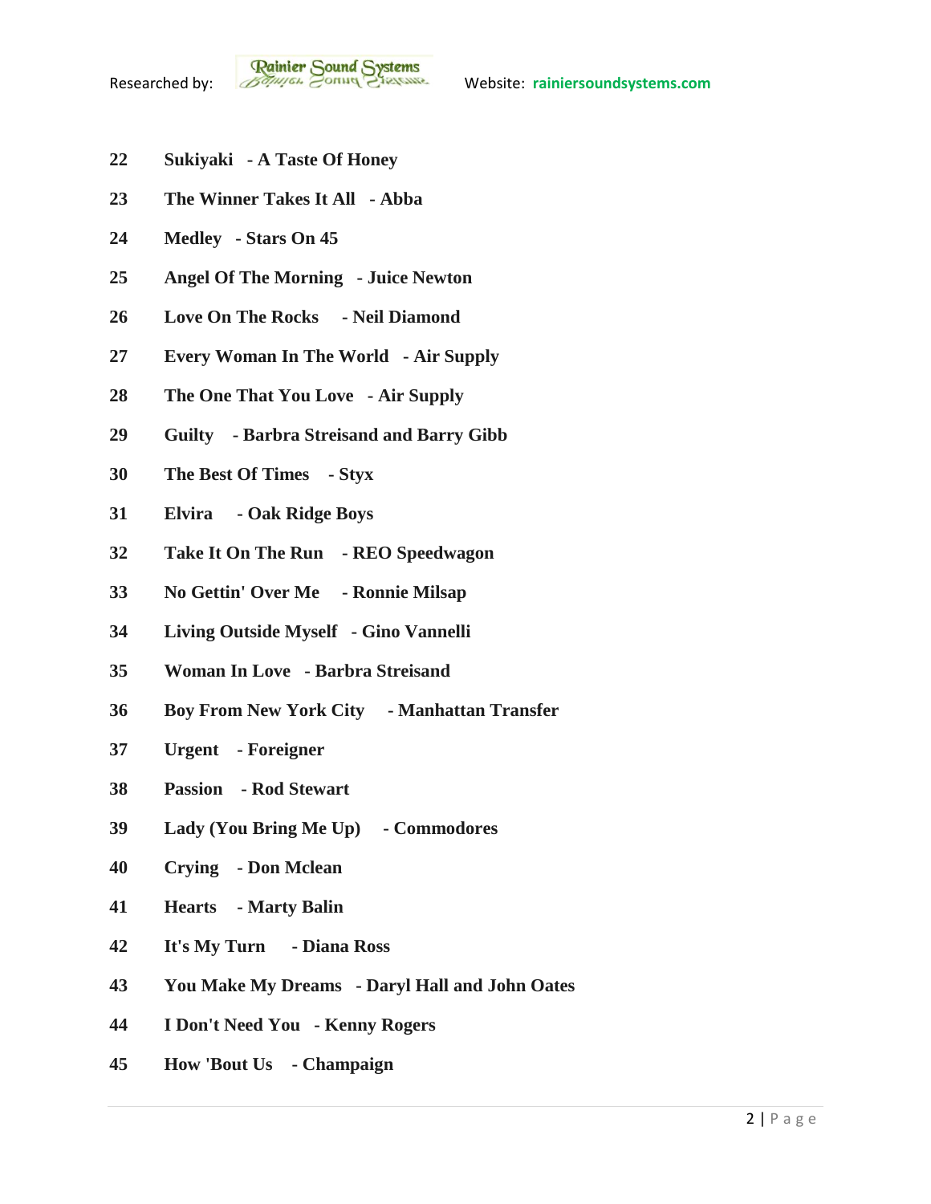**22 Sukiyaki - A Taste Of Honey**

**23 The Winner Takes It All - Abba**

**24 Medley - Stars On 45**

**25 Angel Of The Morning - Juice Newton**

**26 Love On The Rocks - Neil Diamond**

**27 Every Woman In The World - Air Supply**

**28 The One That You Love - Air Supply**

**29 Guilty - Barbra Streisand and Barry Gibb**

**30 The Best Of Times - Styx**

**31 Elvira - Oak Ridge Boys**

**32 Take It On The Run - REO Speedwagon**

**33 No Gettin' Over Me - Ronnie Milsap**

**34 Living Outside Myself - Gino Vannelli**

**35 Woman In Love - Barbra Streisand**

**36 Boy From New York City - Manhattan Transfer**

**37 Urgent - Foreigner**

**38 Passion - Rod Stewart**

**39 Lady (You Bring Me Up) - Commodores**

**40 Crying - Don Mclean**

**41 Hearts - Marty Balin**

**42 It's My Turn - Diana Ross**

**43 You Make My Dreams - Daryl Hall and John Oates**

**44 I Don't Need You - Kenny Rogers**

**45 How 'Bout Us - Champaign**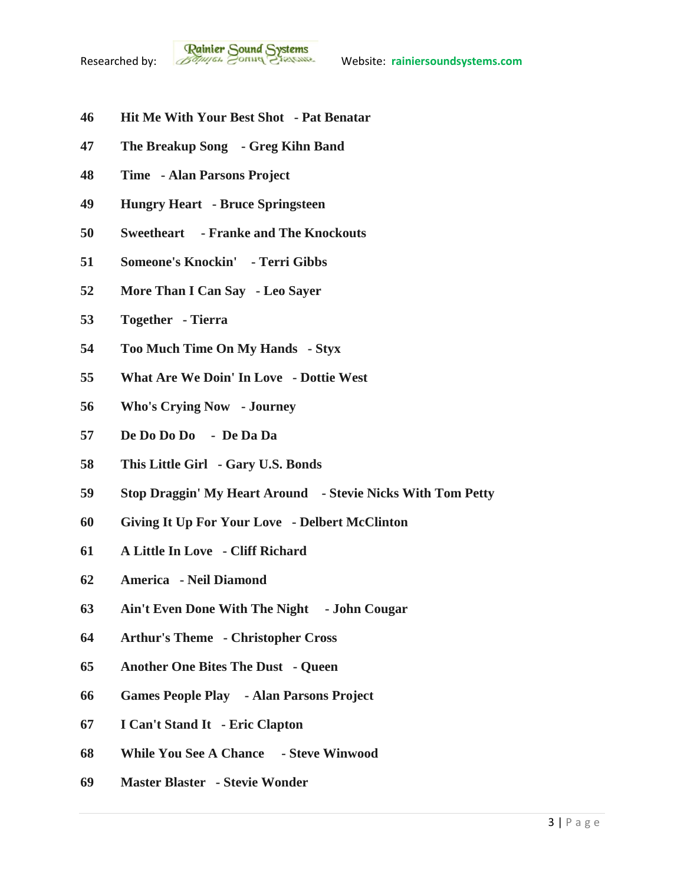**46 Hit Me With Your Best Shot - Pat Benatar**

**47 The Breakup Song - Greg Kihn Band**

**48 Time - Alan Parsons Project**

**49 Hungry Heart - Bruce Springsteen**

**50 Sweetheart - Franke and The Knockouts**

**51 Someone's Knockin' - Terri Gibbs**

**52 More Than I Can Say - Leo Sayer**

**53 Together - Tierra**

**54 Too Much Time On My Hands - Styx**

**55 What Are We Doin' In Love - Dottie West**

**56 Who's Crying Now - Journey**

**57 De Do Do Do - De Da Da**

**58 This Little Girl - Gary U.S. Bonds**

**59 Stop Draggin' My Heart Around - Stevie Nicks With Tom Petty**

**60 Giving It Up For Your Love - Delbert McClinton**

**61 A Little In Love - Cliff Richard**

**62 America - Neil Diamond**

**63 Ain't Even Done With The Night - John Cougar**

**64 Arthur's Theme - Christopher Cross**

**65 Another One Bites The Dust - Queen**

**66 Games People Play - Alan Parsons Project**

**67 I Can't Stand It - Eric Clapton**

**68 While You See A Chance - Steve Winwood**

**69 Master Blaster - Stevie Wonder**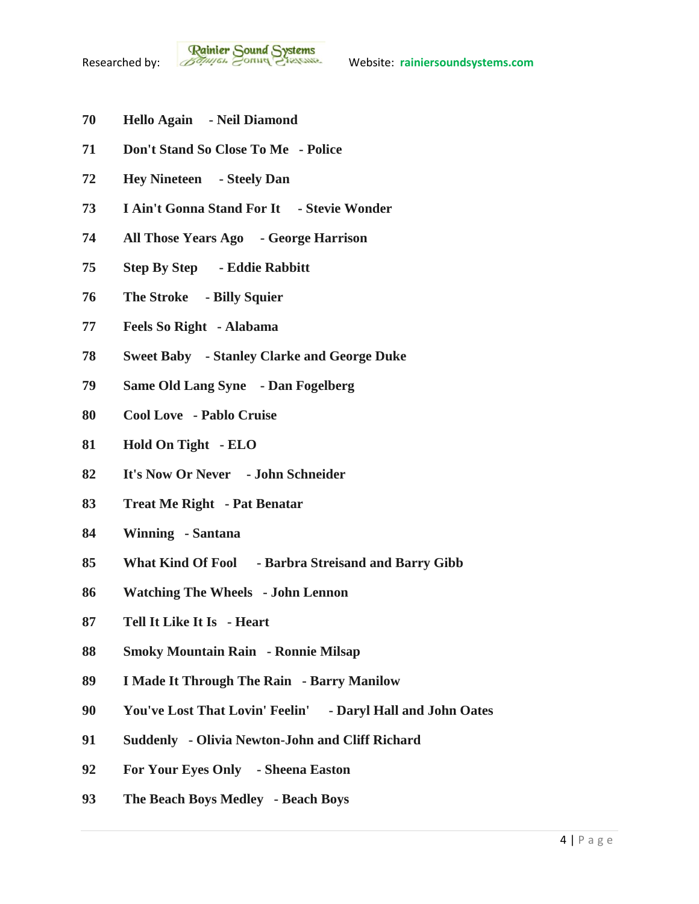**70 Hello Again - Neil Diamond**

**71 Don't Stand So Close To Me - Police**

**72 Hey Nineteen - Steely Dan**

**73 I Ain't Gonna Stand For It - Stevie Wonder**

**74 All Those Years Ago - George Harrison**

**75 Step By Step - Eddie Rabbitt**

**76 The Stroke - Billy Squier**

**77 Feels So Right - Alabama**

**78 Sweet Baby - Stanley Clarke and George Duke**

**79 Same Old Lang Syne - Dan Fogelberg**

**80 Cool Love - Pablo Cruise**

**81 Hold On Tight - ELO**

**82 It's Now Or Never - John Schneider**

**83 Treat Me Right - Pat Benatar**

**84 Winning - Santana**

**85 What Kind Of Fool - Barbra Streisand and Barry Gibb**

**86 Watching The Wheels - John Lennon**

**87 Tell It Like It Is - Heart**

**88 Smoky Mountain Rain - Ronnie Milsap**

**89 I Made It Through The Rain - Barry Manilow**

**90 You've Lost That Lovin' Feelin' - Daryl Hall and John Oates**

**91 Suddenly - Olivia Newton-John and Cliff Richard**

**92 For Your Eyes Only - Sheena Easton**

**93 The Beach Boys Medley - Beach Boys**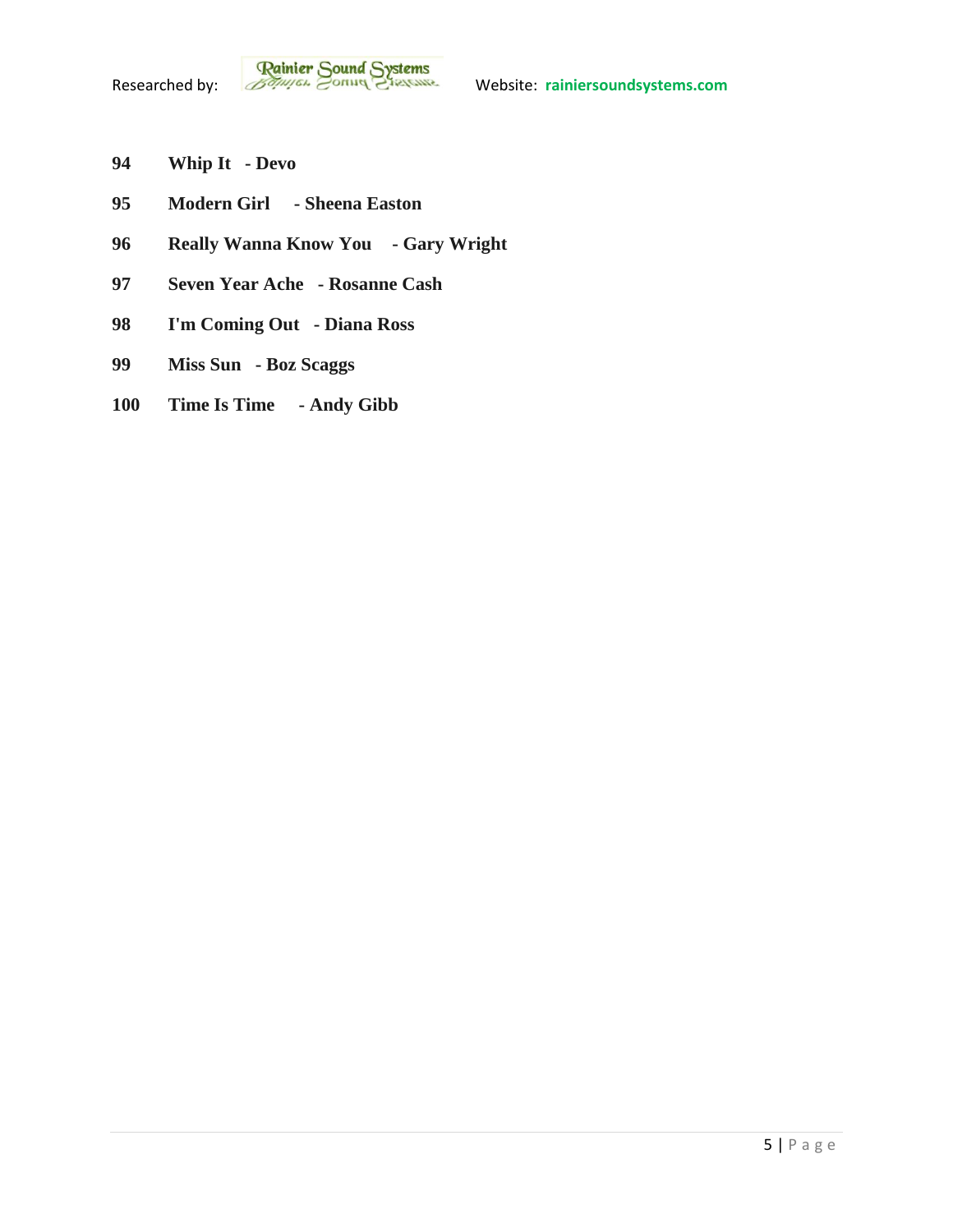**94 Whip It - Devo**

**95 Modern Girl - Sheena Easton**

**96 Really Wanna Know You - Gary Wright**

**97 Seven Year Ache - Rosanne Cash**

**98 I'm Coming Out - Diana Ross**

**99 Miss Sun - Boz Scaggs**

**100 Time Is Time - Andy Gibb**